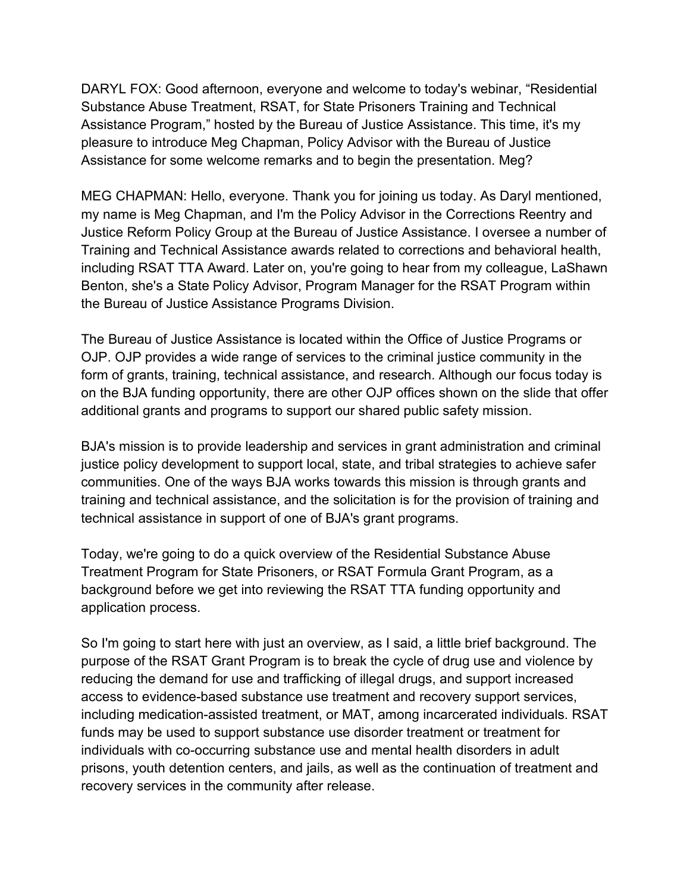DARYL FOX: Good afternoon, everyone and welcome to today's webinar, "Residential Substance Abuse Treatment, RSAT, for State Prisoners Training and Technical Assistance Program," hosted by the Bureau of Justice Assistance. This time, it's my pleasure to introduce Meg Chapman, Policy Advisor with the Bureau of Justice Assistance for some welcome remarks and to begin the presentation. Meg?

MEG CHAPMAN: Hello, everyone. Thank you for joining us today. As Daryl mentioned, my name is Meg Chapman, and I'm the Policy Advisor in the Corrections Reentry and Justice Reform Policy Group at the Bureau of Justice Assistance. I oversee a number of Training and Technical Assistance awards related to corrections and behavioral health, including RSAT TTA Award. Later on, you're going to hear from my colleague, LaShawn Benton, she's a State Policy Advisor, Program Manager for the RSAT Program within the Bureau of Justice Assistance Programs Division.

The Bureau of Justice Assistance is located within the Office of Justice Programs or OJP. OJP provides a wide range of services to the criminal justice community in the form of grants, training, technical assistance, and research. Although our focus today is on the BJA funding opportunity, there are other OJP offices shown on the slide that offer additional grants and programs to support our shared public safety mission.

BJA's mission is to provide leadership and services in grant administration and criminal justice policy development to support local, state, and tribal strategies to achieve safer communities. One of the ways BJA works towards this mission is through grants and training and technical assistance, and the solicitation is for the provision of training and technical assistance in support of one of BJA's grant programs.

Today, we're going to do a quick overview of the Residential Substance Abuse Treatment Program for State Prisoners, or RSAT Formula Grant Program, as a background before we get into reviewing the RSAT TTA funding opportunity and application process.

So I'm going to start here with just an overview, as I said, a little brief background. The purpose of the RSAT Grant Program is to break the cycle of drug use and violence by reducing the demand for use and trafficking of illegal drugs, and support increased access to evidence-based substance use treatment and recovery support services, including medication-assisted treatment, or MAT, among incarcerated individuals. RSAT funds may be used to support substance use disorder treatment or treatment for individuals with co-occurring substance use and mental health disorders in adult prisons, youth detention centers, and jails, as well as the continuation of treatment and recovery services in the community after release.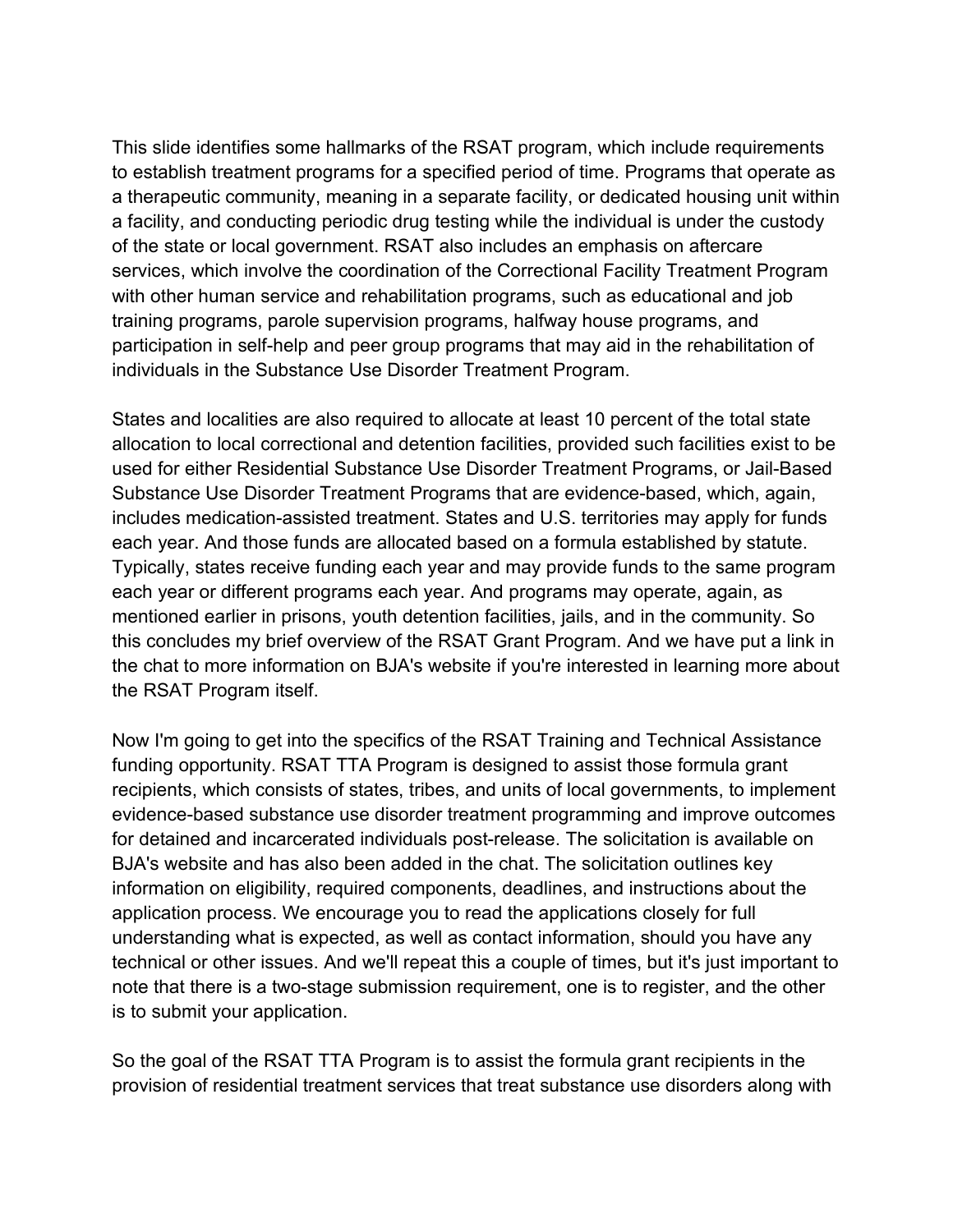This slide identifies some hallmarks of the RSAT program, which include requirements to establish treatment programs for a specified period of time. Programs that operate as a therapeutic community, meaning in a separate facility, or dedicated housing unit within a facility, and conducting periodic drug testing while the individual is under the custody of the state or local government. RSAT also includes an emphasis on aftercare services, which involve the coordination of the Correctional Facility Treatment Program with other human service and rehabilitation programs, such as educational and job training programs, parole supervision programs, halfway house programs, and participation in self-help and peer group programs that may aid in the rehabilitation of individuals in the Substance Use Disorder Treatment Program.

States and localities are also required to allocate at least 10 percent of the total state allocation to local correctional and detention facilities, provided such facilities exist to be used for either Residential Substance Use Disorder Treatment Programs, or Jail-Based Substance Use Disorder Treatment Programs that are evidence-based, which, again, includes medication-assisted treatment. States and U.S. territories may apply for funds each year. And those funds are allocated based on a formula established by statute. Typically, states receive funding each year and may provide funds to the same program each year or different programs each year. And programs may operate, again, as mentioned earlier in prisons, youth detention facilities, jails, and in the community. So this concludes my brief overview of the RSAT Grant Program. And we have put a link in the chat to more information on BJA's website if you're interested in learning more about the RSAT Program itself.

Now I'm going to get into the specifics of the RSAT Training and Technical Assistance funding opportunity. RSAT TTA Program is designed to assist those formula grant recipients, which consists of states, tribes, and units of local governments, to implement evidence-based substance use disorder treatment programming and improve outcomes for detained and incarcerated individuals post-release. The solicitation is available on BJA's website and has also been added in the chat. The solicitation outlines key information on eligibility, required components, deadlines, and instructions about the application process. We encourage you to read the applications closely for full understanding what is expected, as well as contact information, should you have any technical or other issues. And we'll repeat this a couple of times, but it's just important to note that there is a two-stage submission requirement, one is to register, and the other is to submit your application.

So the goal of the RSAT TTA Program is to assist the formula grant recipients in the provision of residential treatment services that treat substance use disorders along with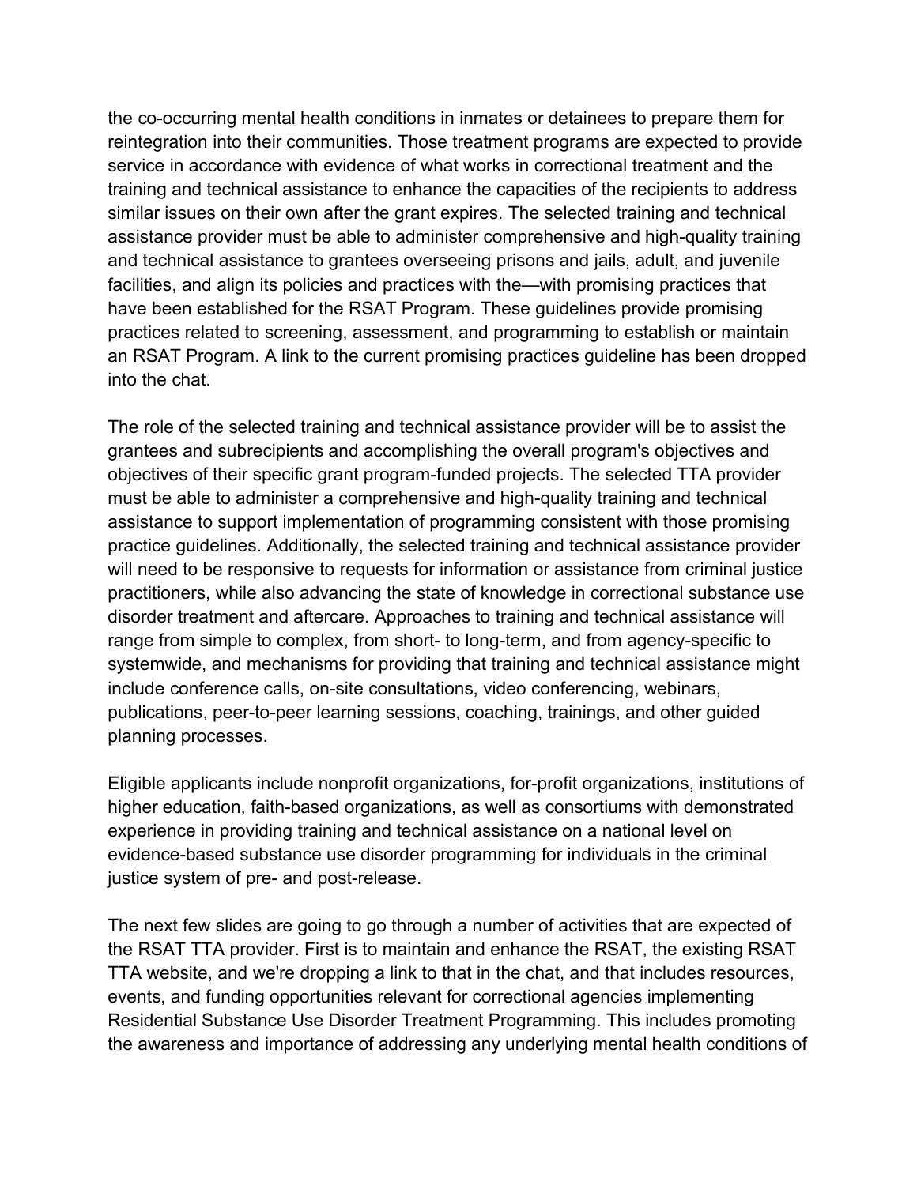the co-occurring mental health conditions in inmates or detainees to prepare them for reintegration into their communities. Those treatment programs are expected to provide service in accordance with evidence of what works in correctional treatment and the training and technical assistance to enhance the capacities of the recipients to address similar issues on their own after the grant expires. The selected training and technical assistance provider must be able to administer comprehensive and high-quality training and technical assistance to grantees overseeing prisons and jails, adult, and juvenile facilities, and align its policies and practices with the—with promising practices that have been established for the RSAT Program. These guidelines provide promising practices related to screening, assessment, and programming to establish or maintain an RSAT Program. A link to the current promising practices guideline has been dropped into the chat.

The role of the selected training and technical assistance provider will be to assist the grantees and subrecipients and accomplishing the overall program's objectives and objectives of their specific grant program-funded projects. The selected TTA provider must be able to administer a comprehensive and high-quality training and technical assistance to support implementation of programming consistent with those promising practice guidelines. Additionally, the selected training and technical assistance provider will need to be responsive to requests for information or assistance from criminal justice practitioners, while also advancing the state of knowledge in correctional substance use disorder treatment and aftercare. Approaches to training and technical assistance will range from simple to complex, from short- to long-term, and from agency-specific to systemwide, and mechanisms for providing that training and technical assistance might include conference calls, on-site consultations, video conferencing, webinars, publications, peer-to-peer learning sessions, coaching, trainings, and other guided planning processes.

Eligible applicants include nonprofit organizations, for-profit organizations, institutions of higher education, faith-based organizations, as well as consortiums with demonstrated experience in providing training and technical assistance on a national level on evidence-based substance use disorder programming for individuals in the criminal justice system of pre- and post-release.

The next few slides are going to go through a number of activities that are expected of the RSAT TTA provider. First is to maintain and enhance the RSAT, the existing RSAT TTA website, and we're dropping a link to that in the chat, and that includes resources, events, and funding opportunities relevant for correctional agencies implementing Residential Substance Use Disorder Treatment Programming. This includes promoting the awareness and importance of addressing any underlying mental health conditions of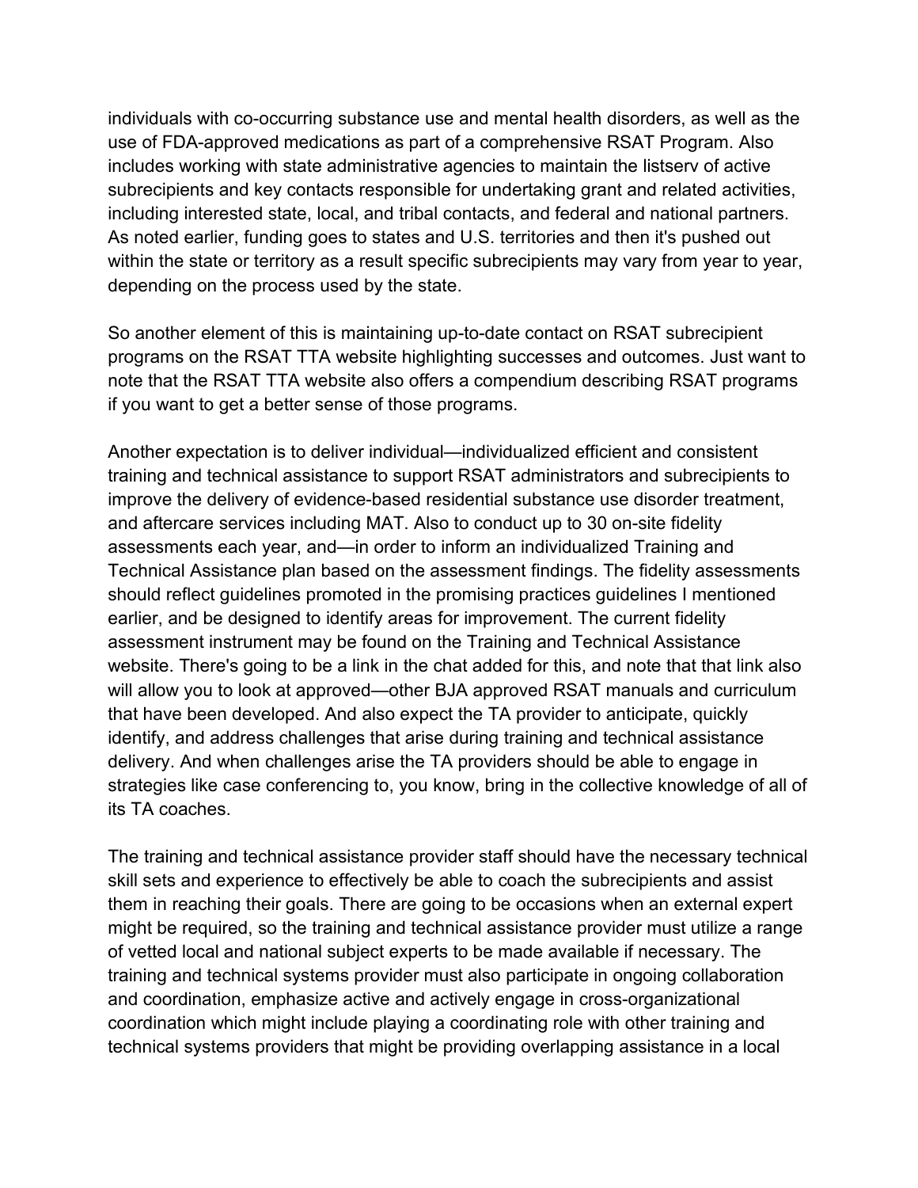individuals with co-occurring substance use and mental health disorders, as well as the use of FDA-approved medications as part of a comprehensive RSAT Program. Also includes working with state administrative agencies to maintain the listserv of active subrecipients and key contacts responsible for undertaking grant and related activities, including interested state, local, and tribal contacts, and federal and national partners. As noted earlier, funding goes to states and U.S. territories and then it's pushed out within the state or territory as a result specific subrecipients may vary from year to year, depending on the process used by the state.

So another element of this is maintaining up-to-date contact on RSAT subrecipient programs on the RSAT TTA website highlighting successes and outcomes. Just want to note that the RSAT TTA website also offers a compendium describing RSAT programs if you want to get a better sense of those programs.

Another expectation is to deliver individual—individualized efficient and consistent training and technical assistance to support RSAT administrators and subrecipients to improve the delivery of evidence-based residential substance use disorder treatment, and aftercare services including MAT. Also to conduct up to 30 on-site fidelity assessments each year, and—in order to inform an individualized Training and Technical Assistance plan based on the assessment findings. The fidelity assessments should reflect guidelines promoted in the promising practices guidelines I mentioned earlier, and be designed to identify areas for improvement. The current fidelity assessment instrument may be found on the Training and Technical Assistance website. There's going to be a link in the chat added for this, and note that that link also will allow you to look at approved—other BJA approved RSAT manuals and curriculum that have been developed. And also expect the TA provider to anticipate, quickly identify, and address challenges that arise during training and technical assistance delivery. And when challenges arise the TA providers should be able to engage in strategies like case conferencing to, you know, bring in the collective knowledge of all of its TA coaches.

The training and technical assistance provider staff should have the necessary technical skill sets and experience to effectively be able to coach the subrecipients and assist them in reaching their goals. There are going to be occasions when an external expert might be required, so the training and technical assistance provider must utilize a range of vetted local and national subject experts to be made available if necessary. The training and technical systems provider must also participate in ongoing collaboration and coordination, emphasize active and actively engage in cross-organizational coordination which might include playing a coordinating role with other training and technical systems providers that might be providing overlapping assistance in a local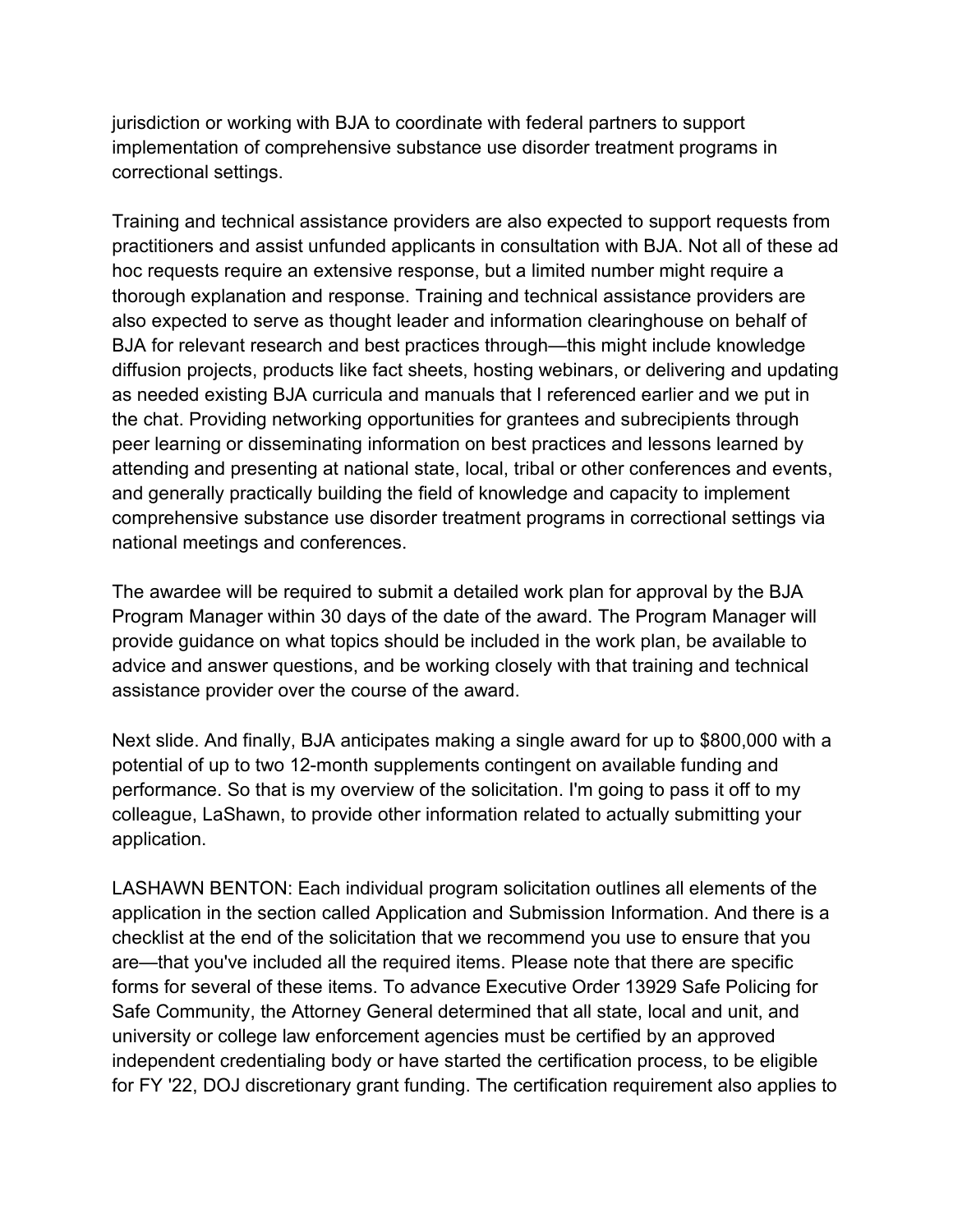jurisdiction or working with BJA to coordinate with federal partners to support implementation of comprehensive substance use disorder treatment programs in correctional settings.

Training and technical assistance providers are also expected to support requests from practitioners and assist unfunded applicants in consultation with BJA. Not all of these ad hoc requests require an extensive response, but a limited number might require a thorough explanation and response. Training and technical assistance providers are also expected to serve as thought leader and information clearinghouse on behalf of BJA for relevant research and best practices through—this might include knowledge diffusion projects, products like fact sheets, hosting webinars, or delivering and updating as needed existing BJA curricula and manuals that I referenced earlier and we put in the chat. Providing networking opportunities for grantees and subrecipients through peer learning or disseminating information on best practices and lessons learned by attending and presenting at national state, local, tribal or other conferences and events, and generally practically building the field of knowledge and capacity to implement comprehensive substance use disorder treatment programs in correctional settings via national meetings and conferences.

The awardee will be required to submit a detailed work plan for approval by the BJA Program Manager within 30 days of the date of the award. The Program Manager will provide guidance on what topics should be included in the work plan, be available to advice and answer questions, and be working closely with that training and technical assistance provider over the course of the award.

Next slide. And finally, BJA anticipates making a single award for up to $800,000 with a potential of up to two 12-month supplements contingent on available funding and performance. So that is my overview of the solicitation. I'm going to pass it off to my colleague, LaShawn, to provide other information related to actually submitting your application.

LASHAWN BENTON: Each individual program solicitation outlines all elements of the application in the section called Application and Submission Information. And there is a checklist at the end of the solicitation that we recommend you use to ensure that you are—that you've included all the required items. Please note that there are specific forms for several of these items. To advance Executive Order 13929 Safe Policing for Safe Community, the Attorney General determined that all state, local and unit, and university or college law enforcement agencies must be certified by an approved independent credentialing body or have started the certification process, to be eligible for FY '22, DOJ discretionary grant funding. The certification requirement also applies to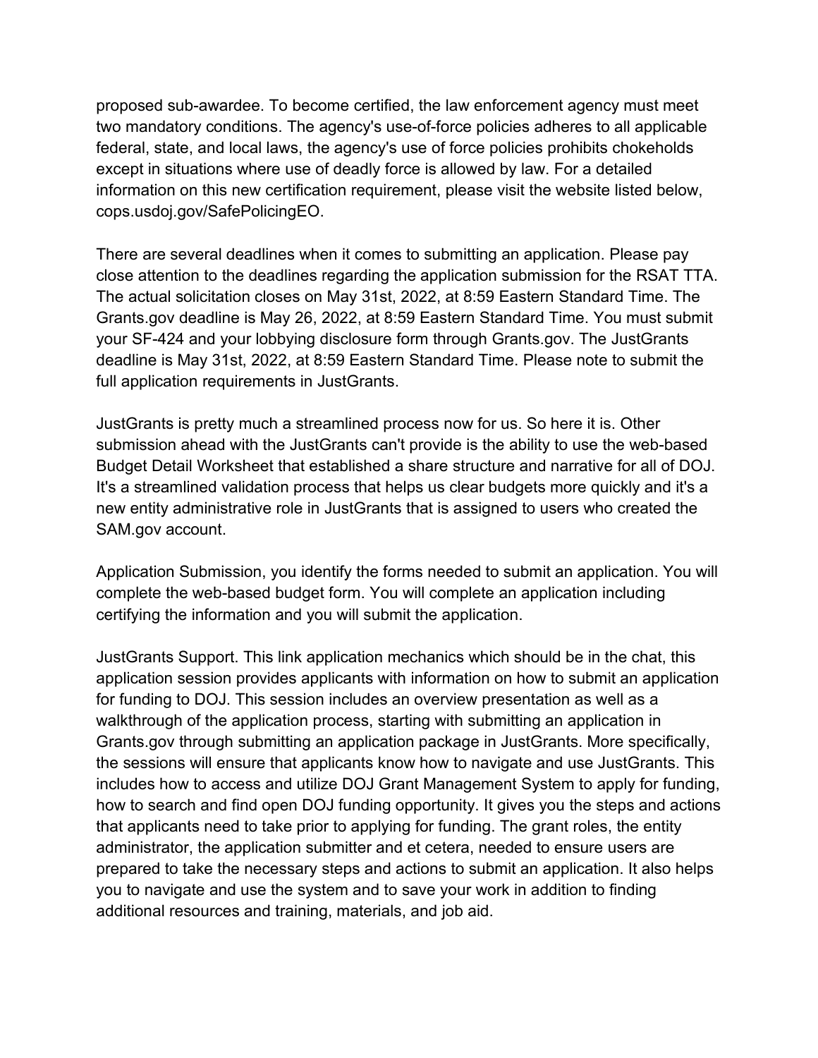proposed sub-awardee. To become certified, the law enforcement agency must meet two mandatory conditions. The agency's use-of-force policies adheres to all applicable federal, state, and local laws, the agency's use of force policies prohibits chokeholds except in situations where use of deadly force is allowed by law. For a detailed information on this new certification requirement, please visit the website listed below, cops.usdoj.gov/SafePolicingEO.

There are several deadlines when it comes to submitting an application. Please pay close attention to the deadlines regarding the application submission for the RSAT TTA. The actual solicitation closes on May 31st, 2022, at 8:59 Eastern Standard Time. The Grants.gov deadline is May 26, 2022, at 8:59 Eastern Standard Time. You must submit your SF-424 and your lobbying disclosure form through Grants.gov. The JustGrants deadline is May 31st, 2022, at 8:59 Eastern Standard Time. Please note to submit the full application requirements in JustGrants.

JustGrants is pretty much a streamlined process now for us. So here it is. Other submission ahead with the JustGrants can't provide is the ability to use the web-based Budget Detail Worksheet that established a share structure and narrative for all of DOJ. It's a streamlined validation process that helps us clear budgets more quickly and it's a new entity administrative role in JustGrants that is assigned to users who created the SAM.gov account.

Application Submission, you identify the forms needed to submit an application. You will complete the web-based budget form. You will complete an application including certifying the information and you will submit the application.

JustGrants Support. This link application mechanics which should be in the chat, this application session provides applicants with information on how to submit an application for funding to DOJ. This session includes an overview presentation as well as a walkthrough of the application process, starting with submitting an application in Grants.gov through submitting an application package in JustGrants. More specifically, the sessions will ensure that applicants know how to navigate and use JustGrants. This includes how to access and utilize DOJ Grant Management System to apply for funding, how to search and find open DOJ funding opportunity. It gives you the steps and actions that applicants need to take prior to applying for funding. The grant roles, the entity administrator, the application submitter and et cetera, needed to ensure users are prepared to take the necessary steps and actions to submit an application. It also helps you to navigate and use the system and to save your work in addition to finding additional resources and training, materials, and job aid.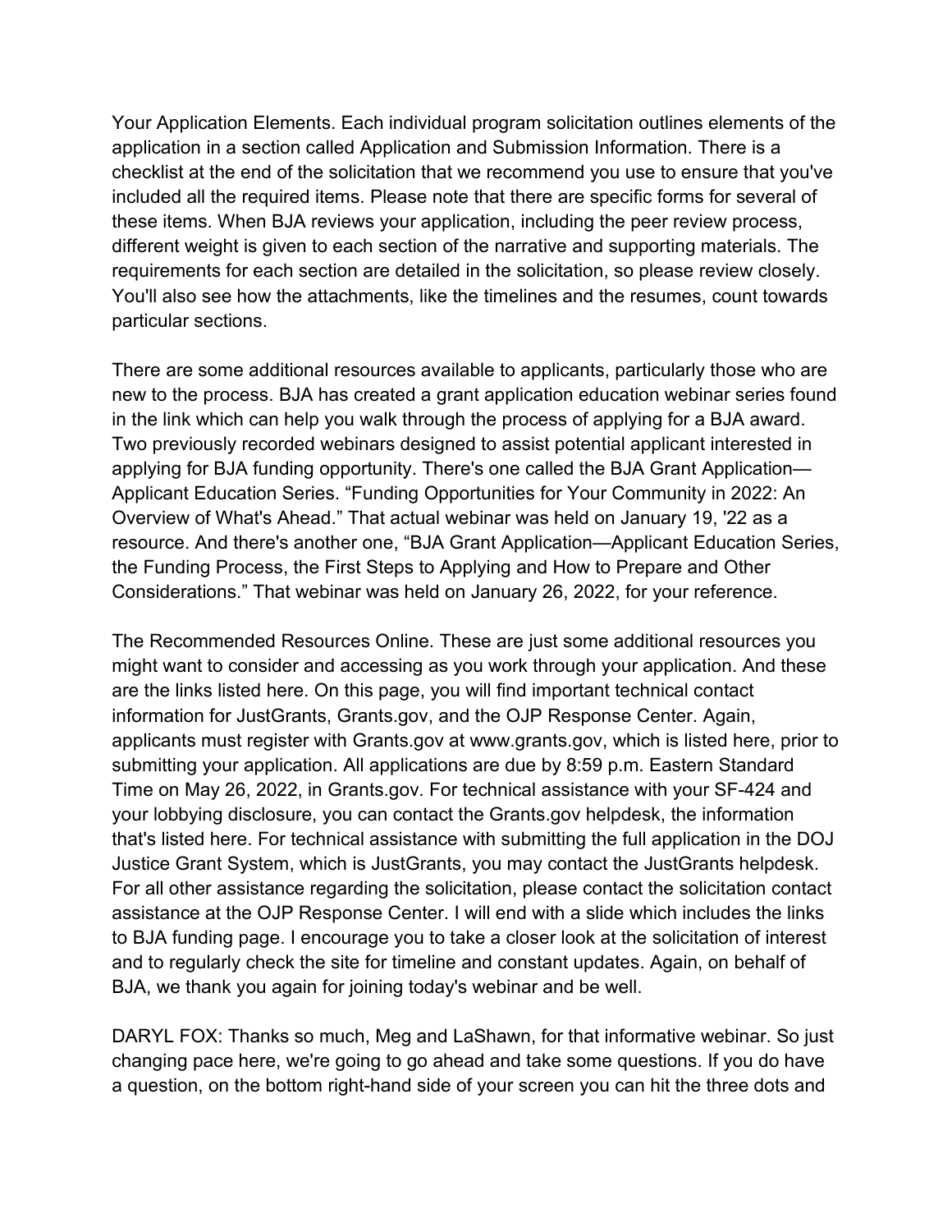Your Application Elements. Each individual program solicitation outlines elements of the application in a section called Application and Submission Information. There is a checklist at the end of the solicitation that we recommend you use to ensure that you've included all the required items. Please note that there are specific forms for several of these items. When BJA reviews your application, including the peer review process, different weight is given to each section of the narrative and supporting materials. The requirements for each section are detailed in the solicitation, so please review closely. You'll also see how the attachments, like the timelines and the resumes, count towards particular sections.

There are some additional resources available to applicants, particularly those who are new to the process. BJA has created a grant application education webinar series found in the link which can help you walk through the process of applying for a BJA award. Two previously recorded webinars designed to assist potential applicant interested in applying for BJA funding opportunity. There's one called the BJA Grant Application—Applicant Education Series. “Funding Opportunities for Your Community in 2022: An Overview of What's Ahead.” That actual webinar was held on January 19, '22 as a resource. And there's another one, “BJA Grant Application—Applicant Education Series, the Funding Process, the First Steps to Applying and How to Prepare and Other Considerations.” That webinar was held on January 26, 2022, for your reference.

The Recommended Resources Online. These are just some additional resources you might want to consider and accessing as you work through your application. And these are the links listed here. On this page, you will find important technical contact information for JustGrants, Grants.gov, and the OJP Response Center. Again, applicants must register with Grants.gov at www.grants.gov, which is listed here, prior to submitting your application. All applications are due by 8:59 p.m. Eastern Standard Time on May 26, 2022, in Grants.gov. For technical assistance with your SF-424 and your lobbying disclosure, you can contact the Grants.gov helpdesk, the information that's listed here. For technical assistance with submitting the full application in the DOJ Justice Grant System, which is JustGrants, you may contact the JustGrants helpdesk. For all other assistance regarding the solicitation, please contact the solicitation contact assistance at the OJP Response Center. I will end with a slide which includes the links to BJA funding page. I encourage you to take a closer look at the solicitation of interest and to regularly check the site for timeline and constant updates. Again, on behalf of BJA, we thank you again for joining today's webinar and be well.

DARYL FOX: Thanks so much, Meg and LaShawn, for that informative webinar. So just changing pace here, we're going to go ahead and take some questions. If you do have a question, on the bottom right-hand side of your screen you can hit the three dots and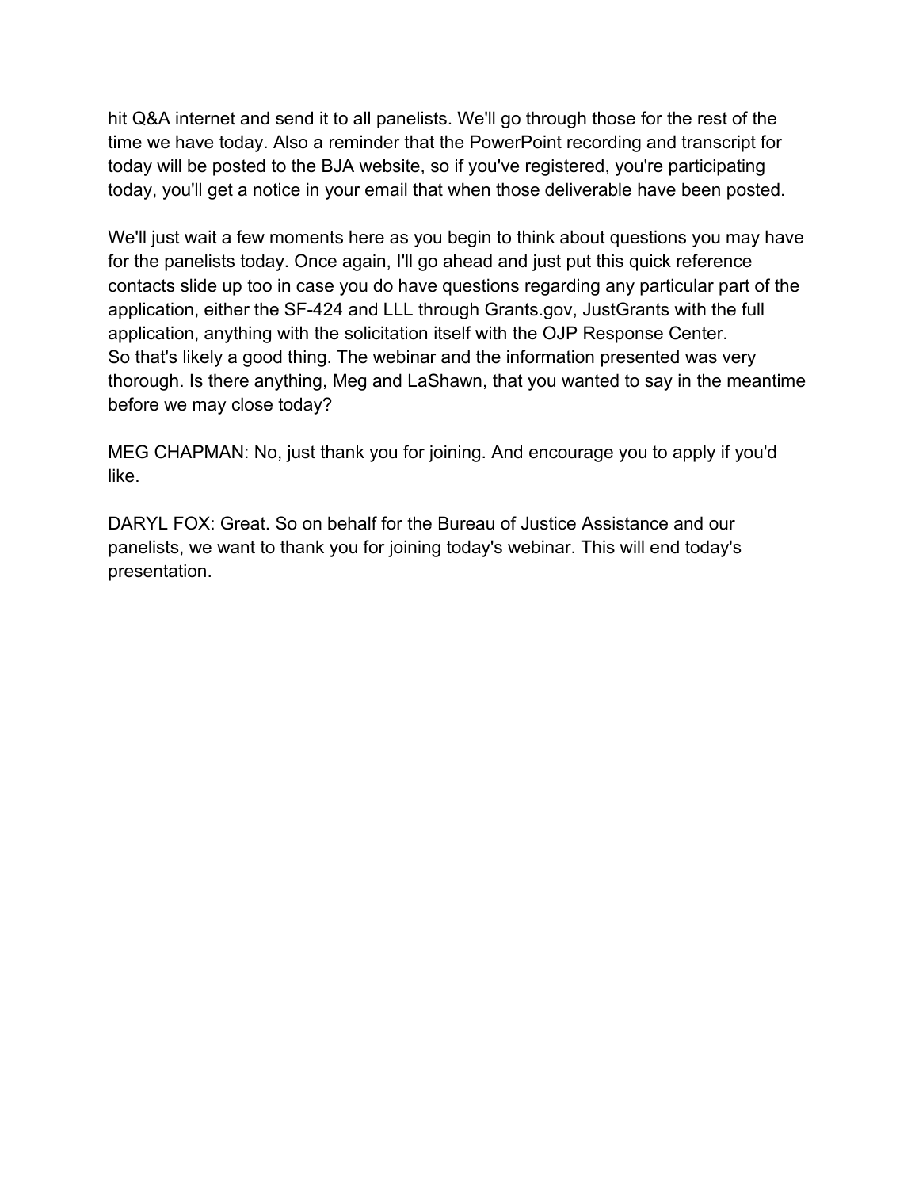hit Q&A internet and send it to all panelists. We'll go through those for the rest of the time we have today. Also a reminder that the PowerPoint recording and transcript for today will be posted to the BJA website, so if you've registered, you're participating today, you'll get a notice in your email that when those deliverable have been posted.

We'll just wait a few moments here as you begin to think about questions you may have for the panelists today. Once again, I'll go ahead and just put this quick reference contacts slide up too in case you do have questions regarding any particular part of the application, either the SF-424 and LLL through Grants.gov, JustGrants with the full application, anything with the solicitation itself with the OJP Response Center.
So that's likely a good thing. The webinar and the information presented was very thorough. Is there anything, Meg and LaShawn, that you wanted to say in the meantime before we may close today?

MEG CHAPMAN: No, just thank you for joining. And encourage you to apply if you'd like.

DARYL FOX: Great. So on behalf for the Bureau of Justice Assistance and our panelists, we want to thank you for joining today's webinar. This will end today's presentation.